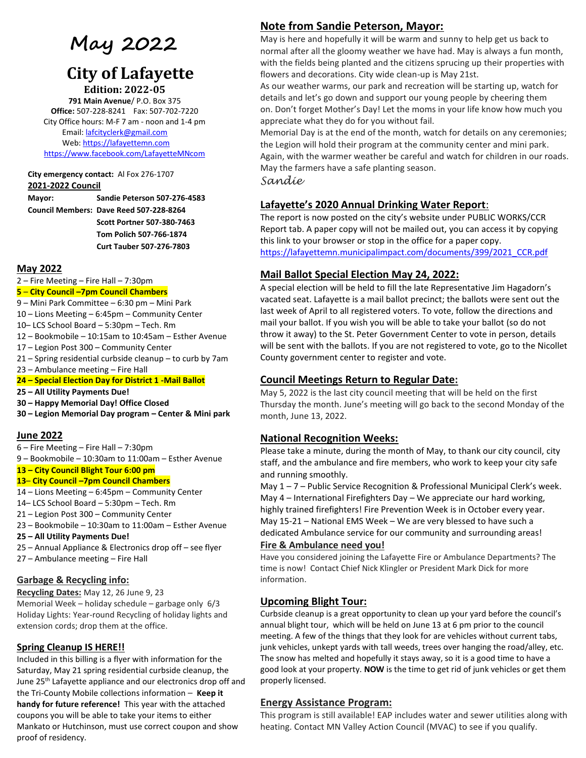# May 2022

## City of Lafayette

**Edition: 2022-05**

**791 Main Avenue**/ P.O. Box 375
**Office:** 507-228-8241 Fax: 507-702-7220
City Office hours: M-F 7 am - noon and 1-4 pm
Email: lafcityclerk@gmail.com
Web: https://lafayettemn.com
https://www.facebook.com/LafayetteMNcom

**City emergency contact:** Al Fox 276-1707

**2021-2022 Council**

**Mayor:** **Sandie Peterson 507-276-4583**
**Council Members:** **Dave Reed 507-228-8264**
**Scott Portner 507-380-7463**
**Tom Polich 507-766-1874**
**Curt Tauber 507-276-7803**

### May 2022

2 – Fire Meeting – Fire Hall – 7:30pm
**5 – City Council –7pm Council Chambers**
9 – Mini Park Committee – 6:30 pm – Mini Park
10 – Lions Meeting – 6:45pm – Community Center
10– LCS School Board – 5:30pm – Tech. Rm
12 – Bookmobile – 10:15am to 10:45am – Esther Avenue
17 – Legion Post 300 – Community Center
21 – Spring residential curbside cleanup – to curb by 7am
23 – Ambulance meeting – Fire Hall
**24 – Special Election Day for District 1 -Mail Ballot**
**25 – All Utility Payments Due!**
**30 – Happy Memorial Day! Office Closed**
**30 – Legion Memorial Day program – Center & Mini park**

### June 2022

6 – Fire Meeting – Fire Hall – 7:30pm
9 – Bookmobile – 10:30am to 11:00am – Esther Avenue
**13 – City Council Blight Tour 6:00 pm**
**13– City Council –7pm Council Chambers**
14 – Lions Meeting – 6:45pm – Community Center
14– LCS School Board – 5:30pm – Tech. Rm
21 – Legion Post 300 – Community Center
23 – Bookmobile – 10:30am to 11:00am – Esther Avenue
**25 – All Utility Payments Due!**
25 – Annual Appliance & Electronics drop off – see flyer
27 – Ambulance meeting – Fire Hall

### Garbage & Recycling info:

**Recycling Dates:** May 12, 26 June 9, 23
Memorial Week – holiday schedule – garbage only 6/3
Holiday Lights: Year-round Recycling of holiday lights and extension cords; drop them at the office.

### Spring Cleanup IS HERE!!

Included in this billing is a flyer with information for the Saturday, May 21 spring residential curbside cleanup, the June 25th Lafayette appliance and our electronics drop off and the Tri-County Mobile collections information – **Keep it handy for future reference!** This year with the attached coupons you will be able to take your items to either Mankato or Hutchinson, must use correct coupon and show proof of residency.

### Note from Sandie Peterson, Mayor:

May is here and hopefully it will be warm and sunny to help get us back to normal after all the gloomy weather we have had. May is always a fun month, with the fields being planted and the citizens sprucing up their properties with flowers and decorations. City wide clean-up is May 21st.
As our weather warms, our park and recreation will be starting up, watch for details and let's go down and support our young people by cheering them on. Don't forget Mother's Day! Let the moms in your life know how much you appreciate what they do for you without fail.
Memorial Day is at the end of the month, watch for details on any ceremonies; the Legion will hold their program at the community center and mini park. Again, with the warmer weather be careful and watch for children in our roads. May the farmers have a safe planting season.
*Sandie*

### Lafayette's 2020 Annual Drinking Water Report:

The report is now posted on the city's website under PUBLIC WORKS/CCR Report tab. A paper copy will not be mailed out, you can access it by copying this link to your browser or stop in the office for a paper copy.
https://lafayettemn.municipalimpact.com/documents/399/2021_CCR.pdf

### Mail Ballot Special Election May 24, 2022:

A special election will be held to fill the late Representative Jim Hagadorn's vacated seat. Lafayette is a mail ballot precinct; the ballots were sent out the last week of April to all registered voters. To vote, follow the directions and mail your ballot. If you wish you will be able to take your ballot (so do not throw it away) to the St. Peter Government Center to vote in person, details will be sent with the ballots. If you are not registered to vote, go to the Nicollet County government center to register and vote.

### Council Meetings Return to Regular Date:

May 5, 2022 is the last city council meeting that will be held on the first Thursday the month. June's meeting will go back to the second Monday of the month, June 13, 2022.

### National Recognition Weeks:

Please take a minute, during the month of May, to thank our city council, city staff, and the ambulance and fire members, who work to keep your city safe and running smoothly.
May 1 – 7 – Public Service Recognition & Professional Municipal Clerk's week.
May 4 – International Firefighters Day – We appreciate our hard working, highly trained firefighters! Fire Prevention Week is in October every year.
May 15-21 – National EMS Week – We are very blessed to have such a dedicated Ambulance service for our community and surrounding areas!

#### Fire & Ambulance need you!

Have you considered joining the Lafayette Fire or Ambulance Departments? The time is now! Contact Chief Nick Klingler or President Mark Dick for more information.

### Upcoming Blight Tour:

Curbside cleanup is a great opportunity to clean up your yard before the council's annual blight tour, which will be held on June 13 at 6 pm prior to the council meeting. A few of the things that they look for are vehicles without current tabs, junk vehicles, unkept yards with tall weeds, trees over hanging the road/alley, etc. The snow has melted and hopefully it stays away, so it is a good time to have a good look at your property. **NOW** is the time to get rid of junk vehicles or get them properly licensed.

### Energy Assistance Program:

This program is still available! EAP includes water and sewer utilities along with heating. Contact MN Valley Action Council (MVAC) to see if you qualify.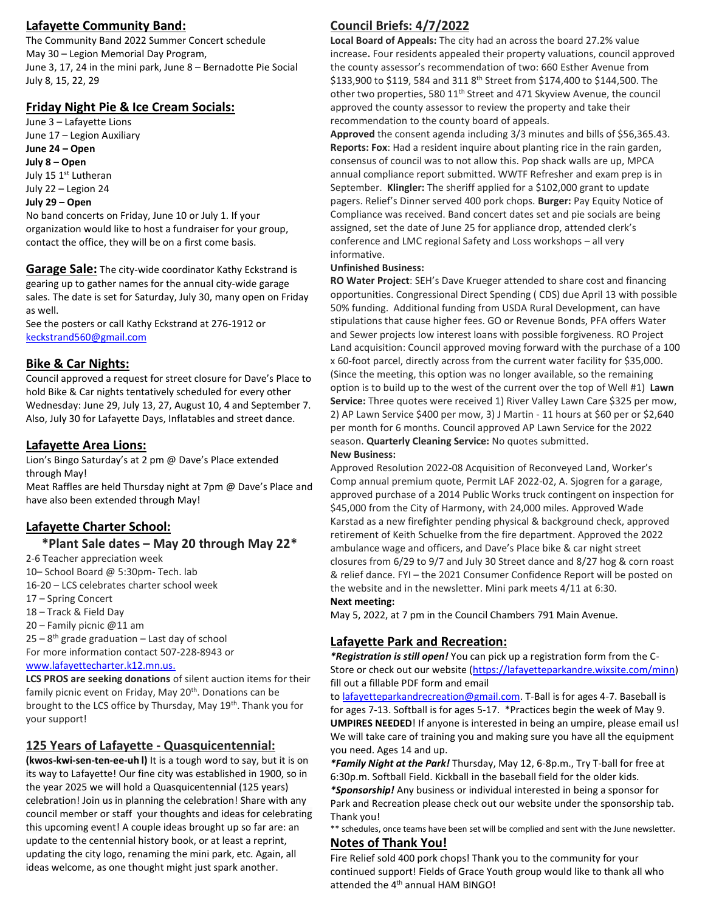## Lafayette Community Band:

The Community Band 2022 Summer Concert schedule
May 30 – Legion Memorial Day Program,
June 3, 17, 24 in the mini park, June 8 – Bernadotte Pie Social
July 8, 15, 22, 29

## Friday Night Pie & Ice Cream Socials:

June 3 – Lafayette Lions
June 17 – Legion Auxiliary
**June 24 – Open**
**July 8 – Open**
July 15 1st Lutheran
July 22 – Legion 24
**July 29 – Open**
No band concerts on Friday, June 10 or July 1. If your organization would like to host a fundraiser for your group, contact the office, they will be on a first come basis.

## Garage Sale:

The city-wide coordinator Kathy Eckstrand is gearing up to gather names for the annual city-wide garage sales. The date is set for Saturday, July 30, many open on Friday as well.
See the posters or call Kathy Eckstrand at 276-1912 or keckstrand560@gmail.com

## Bike & Car Nights:

Council approved a request for street closure for Dave's Place to hold Bike & Car nights tentatively scheduled for every other Wednesday: June 29, July 13, 27, August 10, 4 and September 7. Also, July 30 for Lafayette Days, Inflatables and street dance.

## Lafayette Area Lions:

Lion's Bingo Saturday's at 2 pm @ Dave's Place extended through May!
Meat Raffles are held Thursday night at 7pm @ Dave's Place and have also been extended through May!

## Lafayette Charter School:

### *Plant Sale dates – May 20 through May 22*

2-6 Teacher appreciation week
10– School Board @ 5:30pm- Tech. lab
16-20 – LCS celebrates charter school week
17 – Spring Concert
18 – Track & Field Day
20 – Family picnic @11 am
25 – 8th grade graduation – Last day of school
For more information contact 507-228-8943 or www.lafayettecharter.k12.mn.us.

**LCS PROS are seeking donations** of silent auction items for their family picnic event on Friday, May 20th. Donations can be brought to the LCS office by Thursday, May 19th. Thank you for your support!

## 125 Years of Lafayette - Quasquicentennial:

**(kwos-kwi-sen-ten-ee-uh l)** It is a tough word to say, but it is on its way to Lafayette! Our fine city was established in 1900, so in the year 2025 we will hold a Quasquicentennial (125 years) celebration! Join us in planning the celebration! Share with any council member or staff your thoughts and ideas for celebrating this upcoming event! A couple ideas brought up so far are: an update to the centennial history book, or at least a reprint, updating the city logo, renaming the mini park, etc. Again, all ideas welcome, as one thought might just spark another.

## Council Briefs: 4/7/2022

**Local Board of Appeals:** The city had an across the board 27.2% value increase**.** Four residents appealed their property valuations, council approved the county assessor's recommendation of two: 660 Esther Avenue from \$133,900 to \$119, 584 and 311 8th Street from \$174,400 to \$144,500. The other two properties, 580 11th Street and 471 Skyview Avenue, the council approved the county assessor to review the property and take their recommendation to the county board of appeals.

**Approved** the consent agenda including 3/3 minutes and bills of \$56,365.43. **Reports: Fox**: Had a resident inquire about planting rice in the rain garden, consensus of council was to not allow this. Pop shack walls are up, MPCA annual compliance report submitted. WWTF Refresher and exam prep is in September. **Klingler:** The sheriff applied for a \$102,000 grant to update pagers. Relief's Dinner served 400 pork chops. **Burger:** Pay Equity Notice of Compliance was received. Band concert dates set and pie socials are being assigned, set the date of June 25 for appliance drop, attended clerk's conference and LMC regional Safety and Loss workshops – all very informative.

**Unfinished Business:**

**RO Water Project**: SEH's Dave Krueger attended to share cost and financing opportunities. Congressional Direct Spending ( CDS) due April 13 with possible 50% funding. Additional funding from USDA Rural Development, can have stipulations that cause higher fees. GO or Revenue Bonds, PFA offers Water and Sewer projects low interest loans with possible forgiveness. RO Project Land acquisition: Council approved moving forward with the purchase of a 100 x 60-foot parcel, directly across from the current water facility for \$35,000. (Since the meeting, this option was no longer available, so the remaining option is to build up to the west of the current over the top of Well #1) **Lawn Service:** Three quotes were received 1) River Valley Lawn Care \$325 per mow, 2) AP Lawn Service \$400 per mow, 3) J Martin - 11 hours at \$60 per or \$2,640 per month for 6 months. Council approved AP Lawn Service for the 2022 season. **Quarterly Cleaning Service:** No quotes submitted.

**New Business:**

Approved Resolution 2022-08 Acquisition of Reconveyed Land, Worker's Comp annual premium quote, Permit LAF 2022-02, A. Sjogren for a garage, approved purchase of a 2014 Public Works truck contingent on inspection for \$45,000 from the City of Harmony, with 24,000 miles. Approved Wade Karstad as a new firefighter pending physical & background check, approved retirement of Keith Schuelke from the fire department. Approved the 2022 ambulance wage and officers, and Dave's Place bike & car night street closures from 6/29 to 9/7 and July 30 Street dance and 8/27 hog & corn roast & relief dance. FYI – the 2021 Consumer Confidence Report will be posted on the website and in the newsletter. Mini park meets 4/11 at 6:30.

**Next meeting:**

May 5, 2022, at 7 pm in the Council Chambers 791 Main Avenue.

## Lafayette Park and Recreation:

***Registration is still open!*** You can pick up a registration form from the C-Store or check out our website (https://lafayetteparkandre.wixsite.com/minn) fill out a fillable PDF form and email to lafayetteparkandrecreation@gmail.com. T-Ball is for ages 4-7. Baseball is for ages 7-13. Softball is for ages 5-17. *Practices begin the week of May 9.

**UMPIRES NEEDED**! If anyone is interested in being an umpire, please email us! We will take care of training you and making sure you have all the equipment you need. Ages 14 and up.

***Family Night at the Park!*** Thursday, May 12, 6-8p.m., Try T-ball for free at 6:30p.m. Softball Field. Kickball in the baseball field for the older kids.

***Sponsorship!*** Any business or individual interested in being a sponsor for Park and Recreation please check out our website under the sponsorship tab. Thank you!

** schedules, once teams have been set will be complied and sent with the June newsletter.

## Notes of Thank You!

Fire Relief sold 400 pork chops! Thank you to the community for your continued support! Fields of Grace Youth group would like to thank all who attended the 4th annual HAM BINGO!